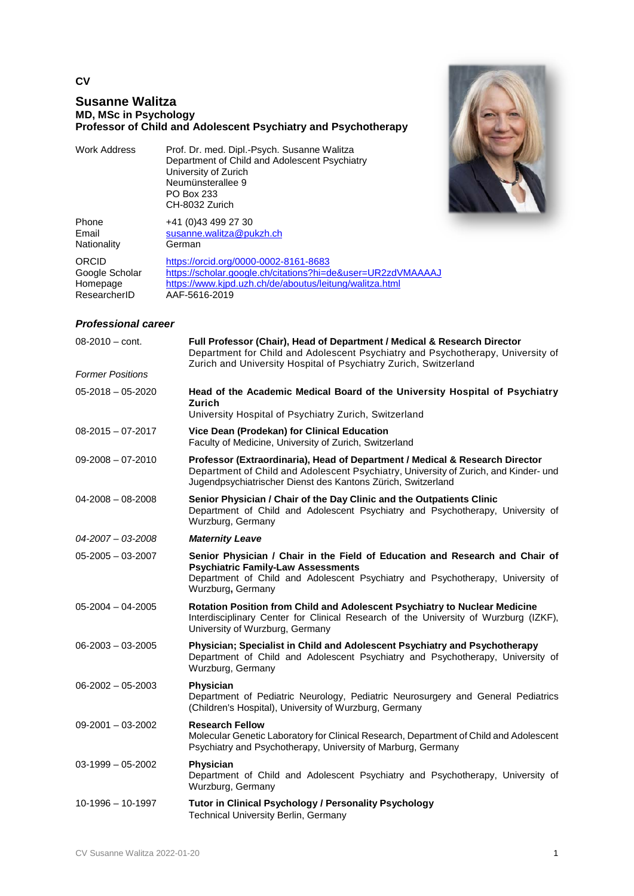**CV**

# Susanne Walitza

**MD, MSc in Psychology**
**Professor of Child and Adolescent Psychiatry and Psychotherapy**

| | |
|---|---|
| Work Address | Prof. Dr. med. Dipl.-Psych. Susanne Walitza<br>Department of Child and Adolescent Psychiatry<br>University of Zurich<br>Neumünsterallee 9<br>PO Box 233<br>CH-8032 Zurich |
| Phone | +41 (0)43 499 27 30 |
| Email | susanne.walitza@pukzh.ch |
| Nationality | German |
| ORCID | https://orcid.org/0000-0002-8161-8683 |
| Google Scholar | https://scholar.google.ch/citations?hi=de&user=UR2zdVMAAAAJ |
| Homepage | https://www.kjpd.uzh.ch/de/aboutus/leitung/walitza.html |
| ResearcherID | AAF-5616-2019 |

## *Professional career*

08-2010 – cont. — **Full Professor (Chair), Head of Department / Medical & Research Director**
Department for Child and Adolescent Psychiatry and Psychotherapy, University of Zurich and University Hospital of Psychiatry Zurich, Switzerland

*Former Positions*

05-2018 – 05-2020 — **Head of the Academic Medical Board of the University Hospital of Psychiatry Zurich**
University Hospital of Psychiatry Zurich, Switzerland

08-2015 – 07-2017 — **Vice Dean (Prodekan) for Clinical Education**
Faculty of Medicine, University of Zurich, Switzerland

09-2008 – 07-2010 — **Professor (Extraordinaria), Head of Department / Medical & Research Director**
Department of Child and Adolescent Psychiatry, University of Zurich, and Kinder- und Jugendpsychiatrischer Dienst des Kantons Zürich, Switzerland

04-2008 – 08-2008 — **Senior Physician / Chair of the Day Clinic and the Outpatients Clinic**
Department of Child and Adolescent Psychiatry and Psychotherapy, University of Wurzburg, Germany

*04-2007 – 03-2008* — ***Maternity Leave***

05-2005 – 03-2007 — **Senior Physician / Chair in the Field of Education and Research and Chair of Psychiatric Family-Law Assessments**
Department of Child and Adolescent Psychiatry and Psychotherapy, University of Wurzburg**,** Germany

05-2004 – 04-2005 — **Rotation Position from Child and Adolescent Psychiatry to Nuclear Medicine**
Interdisciplinary Center for Clinical Research of the University of Wurzburg (IZKF), University of Wurzburg, Germany

06-2003 – 03-2005 — **Physician; Specialist in Child and Adolescent Psychiatry and Psychotherapy**
Department of Child and Adolescent Psychiatry and Psychotherapy, University of Wurzburg, Germany

06-2002 – 05-2003 — **Physician**
Department of Pediatric Neurology, Pediatric Neurosurgery and General Pediatrics (Children's Hospital), University of Wurzburg, Germany

09-2001 – 03-2002 — **Research Fellow**
Molecular Genetic Laboratory for Clinical Research, Department of Child and Adolescent Psychiatry and Psychotherapy, University of Marburg, Germany

03-1999 – 05-2002 — **Physician**
Department of Child and Adolescent Psychiatry and Psychotherapy, University of Wurzburg, Germany

10-1996 – 10-1997 — **Tutor in Clinical Psychology / Personality Psychology**
Technical University Berlin, Germany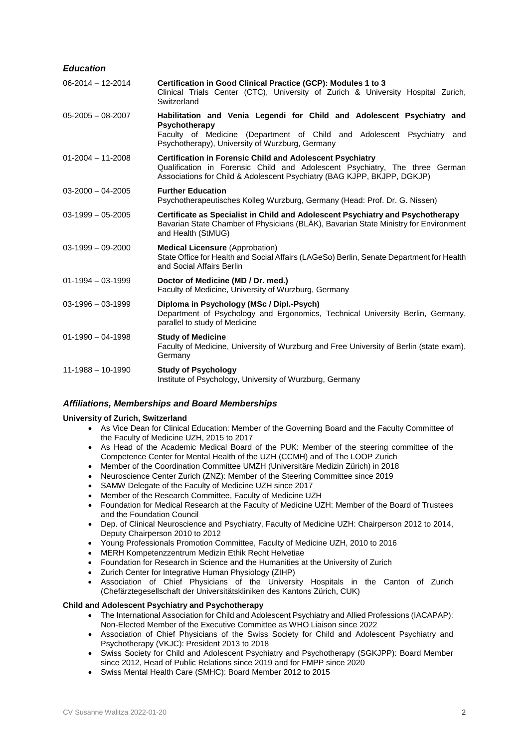### *Education*

| | |
|---|---|
| 06-2014 – 12-2014 | **Certification in Good Clinical Practice (GCP): Modules 1 to 3**<br>Clinical Trials Center (CTC), University of Zurich & University Hospital Zurich, Switzerland |
| 05-2005 – 08-2007 | **Habilitation and Venia Legendi for Child and Adolescent Psychiatry and Psychotherapy**<br>Faculty of Medicine (Department of Child and Adolescent Psychiatry and Psychotherapy), University of Wurzburg, Germany |
| 01-2004 – 11-2008 | **Certification in Forensic Child and Adolescent Psychiatry**<br>Qualification in Forensic Child and Adolescent Psychiatry, The three German Associations for Child & Adolescent Psychiatry (BAG KJPP, BKJPP, DGKJP) |
| 03-2000 – 04-2005 | **Further Education**<br>Psychotherapeutisches Kolleg Wurzburg, Germany (Head: Prof. Dr. G. Nissen) |
| 03-1999 – 05-2005 | **Certificate as Specialist in Child and Adolescent Psychiatry and Psychotherapy**<br>Bavarian State Chamber of Physicians (BLÄK), Bavarian State Ministry for Environment and Health (StMUG) |
| 03-1999 – 09-2000 | **Medical Licensure** (Approbation)<br>State Office for Health and Social Affairs (LAGeSo) Berlin, Senate Department for Health and Social Affairs Berlin |
| 01-1994 – 03-1999 | **Doctor of Medicine (MD / Dr. med.)**<br>Faculty of Medicine, University of Wurzburg, Germany |
| 03-1996 – 03-1999 | **Diploma in Psychology (MSc / Dipl.-Psych)**<br>Department of Psychology and Ergonomics, Technical University Berlin, Germany, parallel to study of Medicine |
| 01-1990 – 04-1998 | **Study of Medicine**<br>Faculty of Medicine, University of Wurzburg and Free University of Berlin (state exam), Germany |
| 11-1988 – 10-1990 | **Study of Psychology**<br>Institute of Psychology, University of Wurzburg, Germany |

### *Affiliations, Memberships and Board Memberships*

**University of Zurich, Switzerland**

- As Vice Dean for Clinical Education: Member of the Governing Board and the Faculty Committee of the Faculty of Medicine UZH, 2015 to 2017
- As Head of the Academic Medical Board of the PUK: Member of the steering committee of the Competence Center for Mental Health of the UZH (CCMH) and of The LOOP Zurich
- Member of the Coordination Committee UMZH (Universitäre Medizin Zürich) in 2018
- Neuroscience Center Zurich (ZNZ): Member of the Steering Committee since 2019
- SAMW Delegate of the Faculty of Medicine UZH since 2017
- Member of the Research Committee, Faculty of Medicine UZH
- Foundation for Medical Research at the Faculty of Medicine UZH: Member of the Board of Trustees and the Foundation Council
- Dep. of Clinical Neuroscience and Psychiatry, Faculty of Medicine UZH: Chairperson 2012 to 2014, Deputy Chairperson 2010 to 2012
- Young Professionals Promotion Committee, Faculty of Medicine UZH, 2010 to 2016
- MERH Kompetenzzentrum Medizin Ethik Recht Helvetiae
- Foundation for Research in Science and the Humanities at the University of Zurich
- Zurich Center for Integrative Human Physiology (ZIHP)
- Association of Chief Physicians of the University Hospitals in the Canton of Zurich (Chefärztegesellschaft der Universitätskliniken des Kantons Zürich, CUK)

**Child and Adolescent Psychiatry and Psychotherapy**

- The International Association for Child and Adolescent Psychiatry and Allied Professions (IACAPAP): Non-Elected Member of the Executive Committee as WHO Liaison since 2022
- Association of Chief Physicians of the Swiss Society for Child and Adolescent Psychiatry and Psychotherapy (VKJC): President 2013 to 2018
- Swiss Society for Child and Adolescent Psychiatry and Psychotherapy (SGKJPP): Board Member since 2012, Head of Public Relations since 2019 and for FMPP since 2020
- Swiss Mental Health Care (SMHC): Board Member 2012 to 2015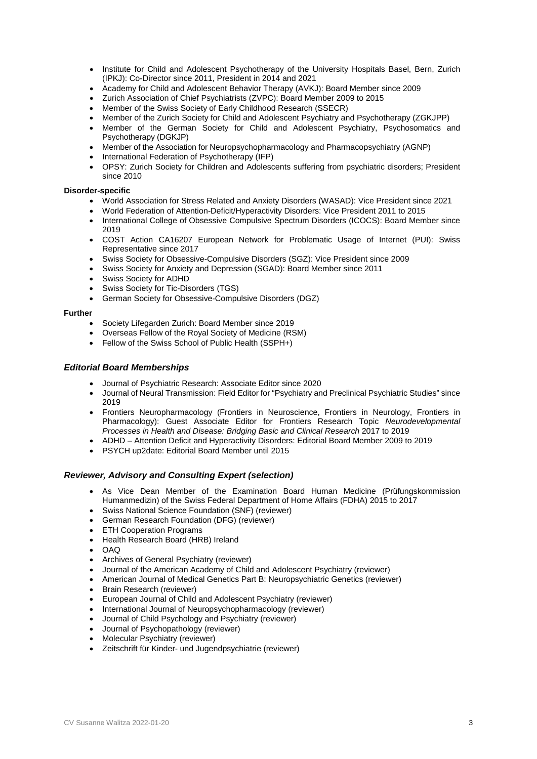- Institute for Child and Adolescent Psychotherapy of the University Hospitals Basel, Bern, Zurich (IPKJ): Co-Director since 2011, President in 2014 and 2021
- Academy for Child and Adolescent Behavior Therapy (AVKJ): Board Member since 2009
- Zurich Association of Chief Psychiatrists (ZVPC): Board Member 2009 to 2015
- Member of the Swiss Society of Early Childhood Research (SSECR)
- Member of the Zurich Society for Child and Adolescent Psychiatry and Psychotherapy (ZGKJPP)
- Member of the German Society for Child and Adolescent Psychiatry, Psychosomatics and Psychotherapy (DGKJP)
- Member of the Association for Neuropsychopharmacology and Pharmacopsychiatry (AGNP)
- International Federation of Psychotherapy (IFP)
- OPSY: Zurich Society for Children and Adolescents suffering from psychiatric disorders; President since 2010

**Disorder-specific**

- World Association for Stress Related and Anxiety Disorders (WASAD): Vice President since 2021
- World Federation of Attention-Deficit/Hyperactivity Disorders: Vice President 2011 to 2015
- International College of Obsessive Compulsive Spectrum Disorders (ICOCS): Board Member since 2019
- COST Action CA16207 European Network for Problematic Usage of Internet (PUI): Swiss Representative since 2017
- Swiss Society for Obsessive-Compulsive Disorders (SGZ): Vice President since 2009
- Swiss Society for Anxiety and Depression (SGAD): Board Member since 2011
- Swiss Society for ADHD
- Swiss Society for Tic-Disorders (TGS)
- German Society for Obsessive-Compulsive Disorders (DGZ)

**Further**

- Society Lifegarden Zurich: Board Member since 2019
- Overseas Fellow of the Royal Society of Medicine (RSM)
- Fellow of the Swiss School of Public Health (SSPH+)

### *Editorial Board Memberships*

- Journal of Psychiatric Research: Associate Editor since 2020
- Journal of Neural Transmission: Field Editor for "Psychiatry and Preclinical Psychiatric Studies" since 2019
- Frontiers Neuropharmacology (Frontiers in Neuroscience, Frontiers in Neurology, Frontiers in Pharmacology): Guest Associate Editor for Frontiers Research Topic *Neurodevelopmental Processes in Health and Disease: Bridging Basic and Clinical Research* 2017 to 2019
- ADHD – Attention Deficit and Hyperactivity Disorders: Editorial Board Member 2009 to 2019
- PSYCH up2date: Editorial Board Member until 2015

### *Reviewer, Advisory and Consulting Expert (selection)*

- As Vice Dean Member of the Examination Board Human Medicine (Prüfungskommission Humanmedizin) of the Swiss Federal Department of Home Affairs (FDHA) 2015 to 2017
- Swiss National Science Foundation (SNF) (reviewer)
- German Research Foundation (DFG) (reviewer)
- ETH Cooperation Programs
- Health Research Board (HRB) Ireland
- OAQ
- Archives of General Psychiatry (reviewer)
- Journal of the American Academy of Child and Adolescent Psychiatry (reviewer)
- American Journal of Medical Genetics Part B: Neuropsychiatric Genetics (reviewer)
- Brain Research (reviewer)
- European Journal of Child and Adolescent Psychiatry (reviewer)
- International Journal of Neuropsychopharmacology (reviewer)
- Journal of Child Psychology and Psychiatry (reviewer)
- Journal of Psychopathology (reviewer)
- Molecular Psychiatry (reviewer)
- Zeitschrift für Kinder- und Jugendpsychiatrie (reviewer)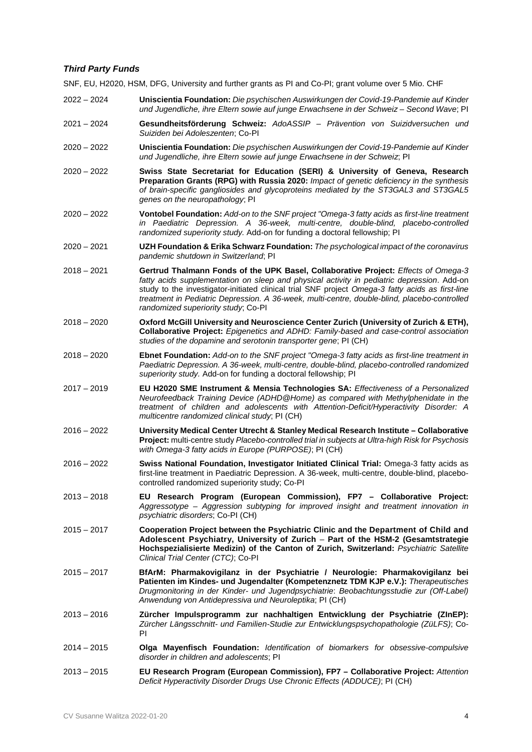### *Third Party Funds*

SNF, EU, H2020, HSM, DFG, University and further grants as PI and Co-PI; grant volume over 5 Mio. CHF

2022 – 2024 **Uniscientia Foundation:** *Die psychischen Auswirkungen der Covid-19-Pandemie auf Kinder und Jugendliche, ihre Eltern sowie auf junge Erwachsene in der Schweiz – Second Wave*; PI

2021 – 2024 **Gesundheitsförderung Schweiz:** *AdoASSIP – Prävention von Suizidversuchen und Suiziden bei Adoleszenten*; Co-PI

2020 – 2022 **Uniscientia Foundation:** *Die psychischen Auswirkungen der Covid-19-Pandemie auf Kinder und Jugendliche, ihre Eltern sowie auf junge Erwachsene in der Schweiz*; PI

2020 – 2022 **Swiss State Secretariat for Education (SERI) & University of Geneva, Research Preparation Grants (RPG) with Russia 2020:** *Impact of genetic deficiency in the synthesis of brain-specific gangliosides and glycoproteins mediated by the ST3GAL3 and ST3GAL5 genes on the neuropathology*; PI

2020 – 2022 **Vontobel Foundation:** *Add-on to the SNF project "Omega-3 fatty acids as first-line treatment in Paediatric Depression. A 36-week, multi-centre, double-blind, placebo-controlled randomized superiority study.* Add-on for funding a doctoral fellowship; PI

2020 – 2021 **UZH Foundation & Erika Schwarz Foundation:** *The psychological impact of the coronavirus pandemic shutdown in Switzerland*; PI

2018 – 2021 **Gertrud Thalmann Fonds of the UPK Basel, Collaborative Project:** *Effects of Omega-3 fatty acids supplementation on sleep and physical activity in pediatric depression*. Add-on study to the investigator-initiated clinical trial SNF project *Omega-3 fatty acids as first-line treatment in Pediatric Depression. A 36-week, multi-centre, double-blind, placebo-controlled randomized superiority study*; Co-PI

2018 – 2020 **Oxford McGill University and Neuroscience Center Zurich (University of Zurich & ETH), Collaborative Project:** *Epigenetics and ADHD: Family-based and case-control association studies of the dopamine and serotonin transporter gene*; PI (CH)

2018 – 2020 **Ebnet Foundation:** *Add-on to the SNF project "Omega-3 fatty acids as first-line treatment in Paediatric Depression. A 36-week, multi-centre, double-blind, placebo-controlled randomized superiority study.* Add-on for funding a doctoral fellowship; PI

2017 – 2019 **EU H2020 SME Instrument & Mensia Technologies SA:** *Effectiveness of a Personalized Neurofeedback Training Device (ADHD@Home) as compared with Methylphenidate in the treatment of children and adolescents with Attention-Deficit/Hyperactivity Disorder: A multicentre randomized clinical study*; PI (CH)

2016 – 2022 **University Medical Center Utrecht & Stanley Medical Research Institute – Collaborative Project:** multi-centre study *Placebo-controlled trial in subjects at Ultra-high Risk for Psychosis with Omega-3 fatty acids in Europe (PURPOSE)*; PI (CH)

2016 – 2022 **Swiss National Foundation, Investigator Initiated Clinical Trial:** Omega-3 fatty acids as first-line treatment in Paediatric Depression. A 36-week, multi-centre, double-blind, placebo-controlled randomized superiority study; Co-PI

2013 – 2018 **EU Research Program (European Commission), FP7 – Collaborative Project:** *Aggressotype – Aggression subtyping for improved insight and treatment innovation in psychiatric disorders*; Co-PI (CH)

2015 – 2017 **Cooperation Project between the Psychiatric Clinic and the Department of Child and Adolescent Psychiatry, University of Zurich – Part of the HSM-2 (Gesamtstrategie Hochspezialisierte Medizin) of the Canton of Zurich, Switzerland:** *Psychiatric Satellite Clinical Trial Center (CTC)*; Co-PI

2015 – 2017 **BfArM: Pharmakovigilanz in der Psychiatrie / Neurologie: Pharmakovigilanz bei Patienten im Kindes- und Jugendalter (Kompetenznetz TDM KJP e.V.):** *Therapeutisches Drugmonitoring in der Kinder- und Jugendpsychiatrie*: *Beobachtungsstudie zur (Off-Label) Anwendung von Antidepressiva und Neuroleptika*; PI (CH)

2013 – 2016 **Zürcher Impulsprogramm zur nachhaltigen Entwicklung der Psychiatrie (ZInEP):** *Zürcher Längsschnitt- und Familien-Studie zur Entwicklungspsychopathologie (ZüLFS)*; Co-PI

2014 – 2015 **Olga Mayenfisch Foundation:** *Identification of biomarkers for obsessive-compulsive disorder in children and adolescents*; PI

2013 – 2015 **EU Research Program (European Commission), FP7 – Collaborative Project:** *Attention Deficit Hyperactivity Disorder Drugs Use Chronic Effects (ADDUCE)*; PI (CH)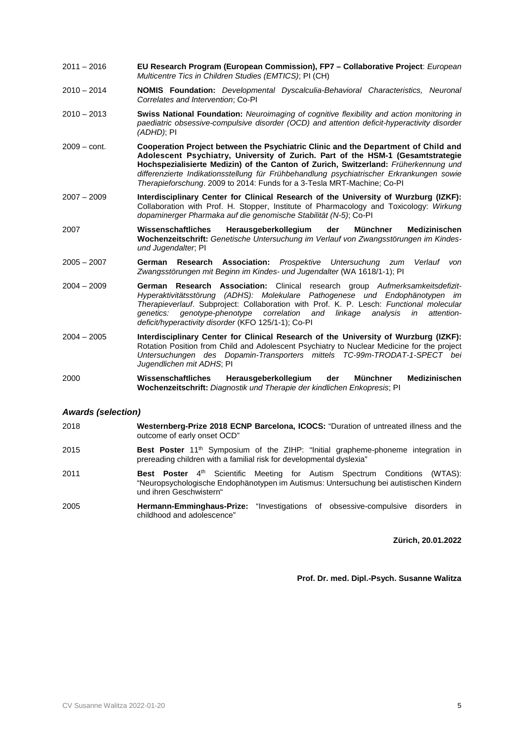2011 – 2016 **EU Research Program (European Commission), FP7 – Collaborative Project**: *European Multicentre Tics in Children Studies (EMTICS)*; PI (CH)

2010 – 2014 **NOMIS Foundation:** *Developmental Dyscalculia-Behavioral Characteristics, Neuronal Correlates and Intervention*; Co-PI

2010 – 2013 **Swiss National Foundation:** *Neuroimaging of cognitive flexibility and action monitoring in paediatric obsessive-compulsive disorder (OCD) and attention deficit-hyperactivity disorder (ADHD)*; PI

2009 – cont. **Cooperation Project between the Psychiatric Clinic and the Department of Child and Adolescent Psychiatry, University of Zurich. Part of the HSM-1 (Gesamtstrategie Hochspezialisierte Medizin) of the Canton of Zurich, Switzerland:** *Früherkennung und differenzierte Indikationsstellung für Frühbehandlung psychiatrischer Erkrankungen sowie Therapieforschung*. 2009 to 2014: Funds for a 3-Tesla MRT-Machine; Co-PI

2007 – 2009 **Interdisciplinary Center for Clinical Research of the University of Wurzburg (IZKF):** Collaboration with Prof. H. Stopper, Institute of Pharmacology and Toxicology: *Wirkung dopaminerger Pharmaka auf die genomische Stabilität (N-5)*; Co-PI

2007 **Wissenschaftliches Herausgeberkollegium der Münchner Medizinischen Wochenzeitschrift:** *Genetische Untersuchung im Verlauf von Zwangsstörungen im Kindes- und Jugendalter*; PI

2005 – 2007 **German Research Association:** *Prospektive Untersuchung zum Verlauf von Zwangsstörungen mit Beginn im Kindes- und Jugendalter* (WA 1618/1-1); PI

2004 – 2009 **German Research Association:** Clinical research group *Aufmerksamkeitsdefizit-Hyperaktivitätsstörung (ADHS): Molekulare Pathogenese und Endophänotypen im Therapieverlauf*. Subproject: Collaboration with Prof. K. P. Lesch: *Functional molecular genetics: genotype-phenotype correlation and linkage analysis in attention-deficit/hyperactivity disorder* (KFO 125/1-1); Co-PI

2004 – 2005 **Interdisciplinary Center for Clinical Research of the University of Wurzburg (IZKF):** Rotation Position from Child and Adolescent Psychiatry to Nuclear Medicine for the project *Untersuchungen des Dopamin-Transporters mittels TC-99m-TRODAT-1-SPECT bei Jugendlichen mit ADHS*; PI

2000 **Wissenschaftliches Herausgeberkollegium der Münchner Medizinischen Wochenzeitschrift:** *Diagnostik und Therapie der kindlichen Enkopresis*; PI

### *Awards (selection)*

2018 **Westernberg-Prize 2018 ECNP Barcelona, ICOCS:** "Duration of untreated illness and the outcome of early onset OCD"

2015 **Best Poster** 11th Symposium of the ZIHP: "Initial grapheme-phoneme integration in prereading children with a familial risk for developmental dyslexia"

2011 **Best Poster** 4th Scientific Meeting for Autism Spectrum Conditions (WTAS): "Neuropsychologische Endophänotypen im Autismus: Untersuchung bei autistischen Kindern und ihren Geschwistern"

2005 **Hermann-Emminghaus-Prize:** "Investigations of obsessive-compulsive disorders in childhood and adolescence"

**Zürich, 20.01.2022**

**Prof. Dr. med. Dipl.-Psych. Susanne Walitza**